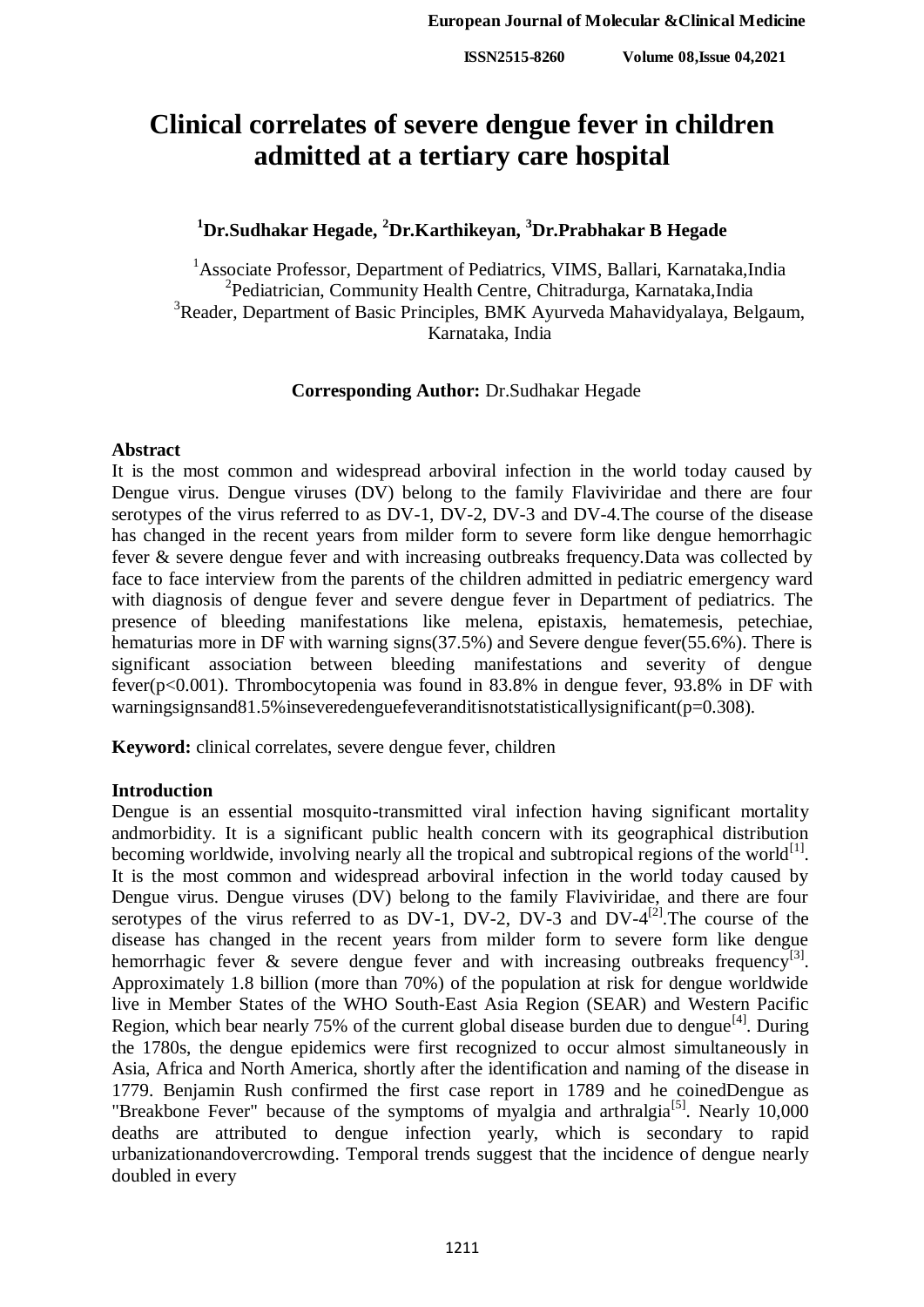# Clinical correlates of severe dengue fever in children admitted at a tertiary care hospital

**[1]Dr.Sudhakar Hegade, [2]Dr.Karthikeyan, [3]Dr.Prabhakar B Hegade**

[1]Associate Professor, Department of Pediatrics, VIMS, Ballari, Karnataka,India
[2]Pediatrician, Community Health Centre, Chitradurga, Karnataka,India
[3]Reader, Department of Basic Principles, BMK Ayurveda Mahavidyalaya, Belgaum, Karnataka, India

**Corresponding Author:** Dr.Sudhakar Hegade

## Abstract

It is the most common and widespread arboviral infection in the world today caused by Dengue virus. Dengue viruses (DV) belong to the family Flaviviridae and there are four serotypes of the virus referred to as DV-1, DV-2, DV-3 and DV-4.The course of the disease has changed in the recent years from milder form to severe form like dengue hemorrhagic fever & severe dengue fever and with increasing outbreaks frequency.Data was collected by face to face interview from the parents of the children admitted in pediatric emergency ward with diagnosis of dengue fever and severe dengue fever in Department of pediatrics. The presence of bleeding manifestations like melena, epistaxis, hematemesis, petechiae, hematurias more in DF with warning signs(37.5%) and Severe dengue fever(55.6%). There is significant association between bleeding manifestations and severity of dengue fever($p<0.001$). Thrombocytopenia was found in 83.8% in dengue fever, 93.8% in DF with warningsignsand81.5%insevere dengue feveranditisnotstatisticallysignificant($p=0.308$).

**Keyword:** clinical correlates, severe dengue fever, children

## Introduction

Dengue is an essential mosquito-transmitted viral infection having significant mortality andmorbidity. It is a significant public health concern with its geographical distribution becoming worldwide, involving nearly all the tropical and subtropical regions of the world[1]. It is the most common and widespread arboviral infection in the world today caused by Dengue virus. Dengue viruses (DV) belong to the family Flaviviridae, and there are four serotypes of the virus referred to as DV-1, DV-2, DV-3 and DV-4[2].The course of the disease has changed in the recent years from milder form to severe form like dengue hemorrhagic fever & severe dengue fever and with increasing outbreaks frequency[3]. Approximately 1.8 billion (more than 70%) of the population at risk for dengue worldwide live in Member States of the WHO South-East Asia Region (SEAR) and Western Pacific Region, which bear nearly 75% of the current global disease burden due to dengue[4]. During the 1780s, the dengue epidemics were first recognized to occur almost simultaneously in Asia, Africa and North America, shortly after the identification and naming of the disease in 1779. Benjamin Rush confirmed the first case report in 1789 and he coinedDengue as "Breakbone Fever" because of the symptoms of myalgia and arthralgia[5]. Nearly 10,000 deaths are attributed to dengue infection yearly, which is secondary to rapid urbanizationandovercrowding. Temporal trends suggest that the incidence of dengue nearly doubled in every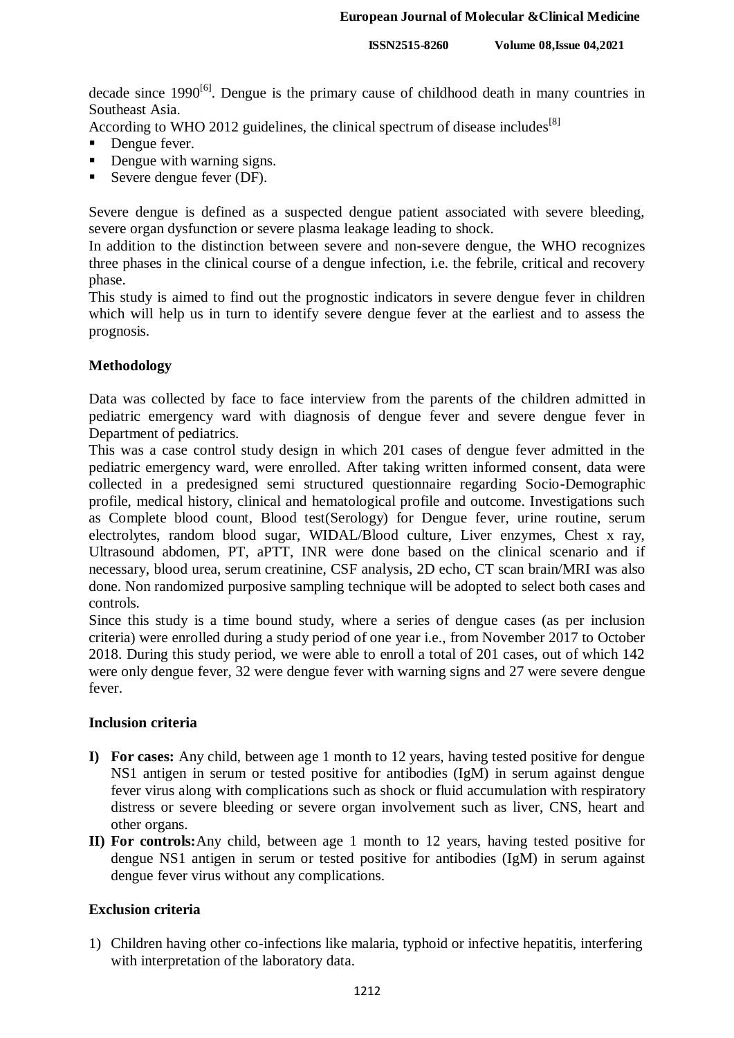decade since 1990[6]. Dengue is the primary cause of childhood death in many countries in Southeast Asia.

According to WHO 2012 guidelines, the clinical spectrum of disease includes[8]

- Dengue fever.
- Dengue with warning signs.
- Severe dengue fever (DF).

Severe dengue is defined as a suspected dengue patient associated with severe bleeding, severe organ dysfunction or severe plasma leakage leading to shock.

In addition to the distinction between severe and non-severe dengue, the WHO recognizes three phases in the clinical course of a dengue infection, i.e. the febrile, critical and recovery phase.

This study is aimed to find out the prognostic indicators in severe dengue fever in children which will help us in turn to identify severe dengue fever at the earliest and to assess the prognosis.

## Methodology

Data was collected by face to face interview from the parents of the children admitted in pediatric emergency ward with diagnosis of dengue fever and severe dengue fever in Department of pediatrics.

This was a case control study design in which 201 cases of dengue fever admitted in the pediatric emergency ward, were enrolled. After taking written informed consent, data were collected in a predesigned semi structured questionnaire regarding Socio-Demographic profile, medical history, clinical and hematological profile and outcome. Investigations such as Complete blood count, Blood test(Serology) for Dengue fever, urine routine, serum electrolytes, random blood sugar, WIDAL/Blood culture, Liver enzymes, Chest x ray, Ultrasound abdomen, PT, aPTT, INR were done based on the clinical scenario and if necessary, blood urea, serum creatinine, CSF analysis, 2D echo, CT scan brain/MRI was also done. Non randomized purposive sampling technique will be adopted to select both cases and controls.

Since this study is a time bound study, where a series of dengue cases (as per inclusion criteria) were enrolled during a study period of one year i.e., from November 2017 to October 2018. During this study period, we were able to enroll a total of 201 cases, out of which 142 were only dengue fever, 32 were dengue fever with warning signs and 27 were severe dengue fever.

## Inclusion criteria

I) **For cases:** Any child, between age 1 month to 12 years, having tested positive for dengue NS1 antigen in serum or tested positive for antibodies (IgM) in serum against dengue fever virus along with complications such as shock or fluid accumulation with respiratory distress or severe bleeding or severe organ involvement such as liver, CNS, heart and other organs.

II) **For controls:** Any child, between age 1 month to 12 years, having tested positive for dengue NS1 antigen in serum or tested positive for antibodies (IgM) in serum against dengue fever virus without any complications.

## Exclusion criteria

1) Children having other co-infections like malaria, typhoid or infective hepatitis, interfering with interpretation of the laboratory data.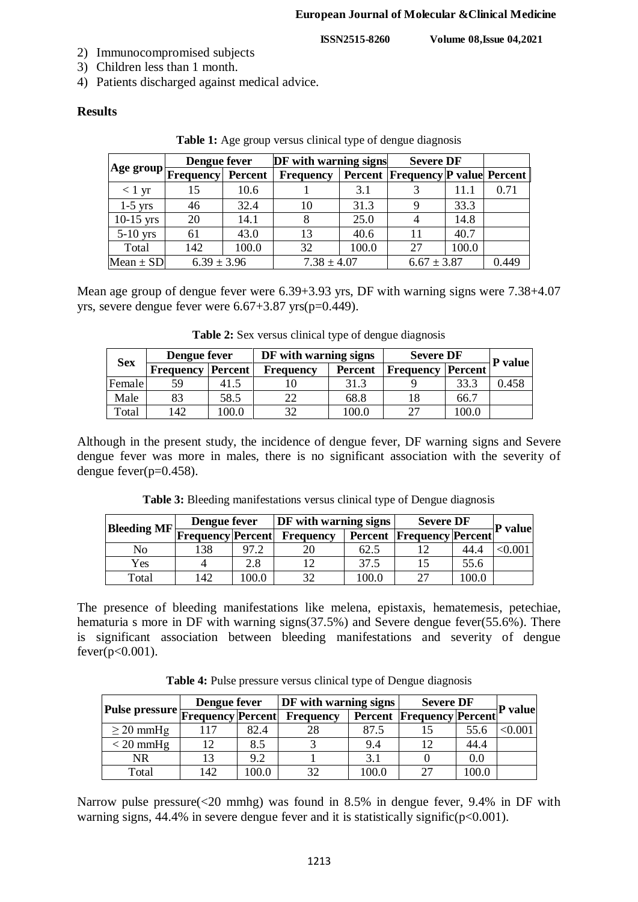2) Immunocompromised subjects
3) Children less than 1 month.
4) Patients discharged against medical advice.

**Results**

**Table 1:** Age group versus clinical type of dengue diagnosis

| Age group | Dengue fever | | DF with warning signs | | Severe DF | | |
|---|---|---|---|---|---|---|---|
| | Frequency | Percent | Frequency | Percent | Frequency | P value | Percent |
| < 1 yr | 15 | 10.6 | 1 | 3.1 | 3 | 11.1 | 0.71 |
| 1-5 yrs | 46 | 32.4 | 10 | 31.3 | 9 | 33.3 | |
| 10-15 yrs | 20 | 14.1 | 8 | 25.0 | 4 | 14.8 | |
| 5-10 yrs | 61 | 43.0 | 13 | 40.6 | 11 | 40.7 | |
| Total | 142 | 100.0 | 32 | 100.0 | 27 | 100.0 | |
| Mean ± SD | 6.39 ± 3.96 | | 7.38 ± 4.07 | | 6.67 ± 3.87 | | 0.449 |

Mean age group of dengue fever were 6.39+3.93 yrs, DF with warning signs were 7.38+4.07 yrs, severe dengue fever were 6.67+3.87 yrs(p=0.449).

**Table 2:** Sex versus clinical type of dengue diagnosis

| Sex | Dengue fever | | DF with warning signs | | Severe DF | | P value |
|---|---|---|---|---|---|---|---|
| | Frequency | Percent | Frequency | Percent | Frequency | Percent | |
| Female | 59 | 41.5 | 10 | 31.3 | 9 | 33.3 | 0.458 |
| Male | 83 | 58.5 | 22 | 68.8 | 18 | 66.7 | |
| Total | 142 | 100.0 | 32 | 100.0 | 27 | 100.0 | |

Although in the present study, the incidence of dengue fever, DF warning signs and Severe dengue fever was more in males, there is no significant association with the severity of dengue fever(p=0.458).

**Table 3:** Bleeding manifestations versus clinical type of Dengue diagnosis

| Bleeding MF | Dengue fever | | DF with warning signs | | Severe DF | | P value |
|---|---|---|---|---|---|---|---|
| | Frequency | Percent | Frequency | Percent | Frequency | Percent | |
| No | 138 | 97.2 | 20 | 62.5 | 12 | 44.4 | <0.001 |
| Yes | 4 | 2.8 | 12 | 37.5 | 15 | 55.6 | |
| Total | 142 | 100.0 | 32 | 100.0 | 27 | 100.0 | |

The presence of bleeding manifestations like melena, epistaxis, hematemesis, petechiae, hematuria s more in DF with warning signs(37.5%) and Severe dengue fever(55.6%). There is significant association between bleeding manifestations and severity of dengue fever(p<0.001).

**Table 4:** Pulse pressure versus clinical type of Dengue diagnosis

| Pulse pressure | Dengue fever | | DF with warning signs | | Severe DF | | P value |
|---|---|---|---|---|---|---|---|
| | Frequency | Percent | Frequency | Percent | Frequency | Percent | |
| ≥ 20 mmHg | 117 | 82.4 | 28 | 87.5 | 15 | 55.6 | <0.001 |
| < 20 mmHg | 12 | 8.5 | 3 | 9.4 | 12 | 44.4 | |
| NR | 13 | 9.2 | 1 | 3.1 | 0 | 0.0 | |
| Total | 142 | 100.0 | 32 | 100.0 | 27 | 100.0 | |

Narrow pulse pressure(<20 mmhg) was found in 8.5% in dengue fever, 9.4% in DF with warning signs, 44.4% in severe dengue fever and it is statistically signific(p<0.001).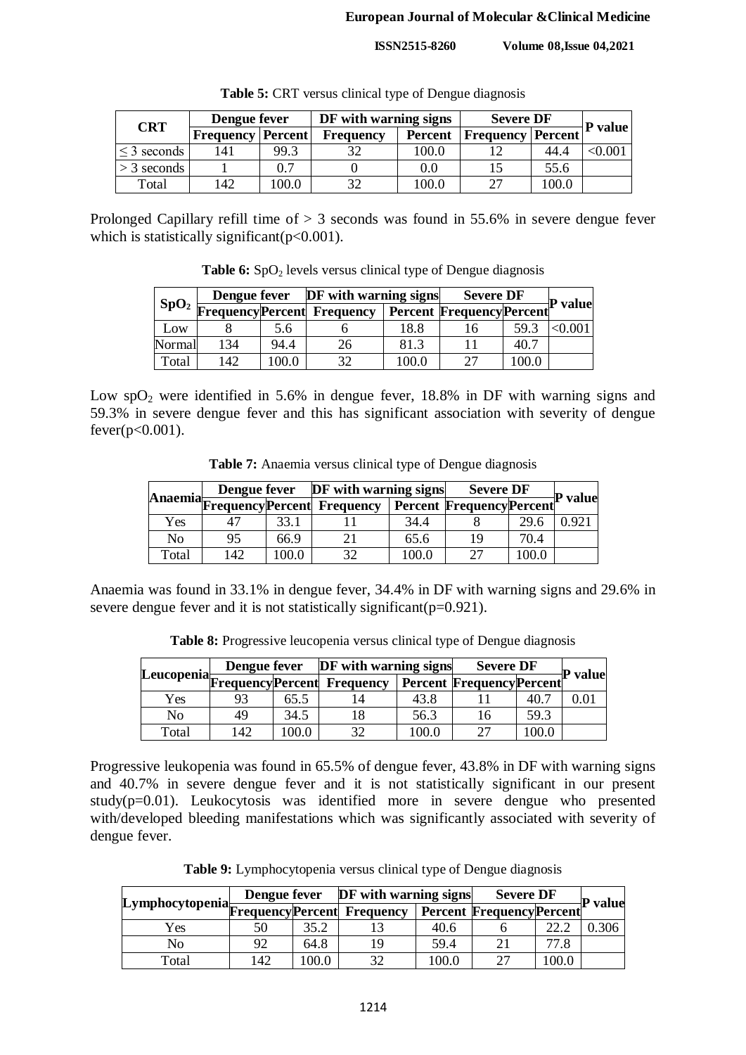**Table 5:** CRT versus clinical type of Dengue diagnosis

| CRT | Dengue fever | | DF with warning signs | | Severe DF | | P value |
|---|---|---|---|---|---|---|---|
| | Frequency | Percent | Frequency | Percent | Frequency | Percent | |
| ≤ 3 seconds | 141 | 99.3 | 32 | 100.0 | 12 | 44.4 | <0.001 |
| > 3 seconds | 1 | 0.7 | 0 | 0.0 | 15 | 55.6 | |
| Total | 142 | 100.0 | 32 | 100.0 | 27 | 100.0 | |

Prolonged Capillary refill time of > 3 seconds was found in 55.6% in severe dengue fever which is statistically significant($p<0.001$).

**Table 6:** $SpO_2$ levels versus clinical type of Dengue diagnosis

| $SpO_2$ | Dengue fever | | DF with warning signs | | Severe DF | | P value |
|---|---|---|---|---|---|---|---|
| | Frequency | Percent | Frequency | Percent | Frequency | Percent | |
| Low | 8 | 5.6 | 6 | 18.8 | 16 | 59.3 | <0.001 |
| Normal | 134 | 94.4 | 26 | 81.3 | 11 | 40.7 | |
| Total | 142 | 100.0 | 32 | 100.0 | 27 | 100.0 | |

Low $spO_2$ were identified in 5.6% in dengue fever, 18.8% in DF with warning signs and 59.3% in severe dengue fever and this has significant association with severity of dengue fever($p<0.001$).

**Table 7:** Anaemia versus clinical type of Dengue diagnosis

| Anaemia | Dengue fever | | DF with warning signs | | Severe DF | | P value |
|---|---|---|---|---|---|---|---|
| | Frequency | Percent | Frequency | Percent | Frequency | Percent | |
| Yes | 47 | 33.1 | 11 | 34.4 | 8 | 29.6 | 0.921 |
| No | 95 | 66.9 | 21 | 65.6 | 19 | 70.4 | |
| Total | 142 | 100.0 | 32 | 100.0 | 27 | 100.0 | |

Anaemia was found in 33.1% in dengue fever, 34.4% in DF with warning signs and 29.6% in severe dengue fever and it is not statistically significant($p=0.921$).

**Table 8:** Progressive leucopenia versus clinical type of Dengue diagnosis

| Leucopenia | Dengue fever | | DF with warning signs | | Severe DF | | P value |
|---|---|---|---|---|---|---|---|
| | Frequency | Percent | Frequency | Percent | Frequency | Percent | |
| Yes | 93 | 65.5 | 14 | 43.8 | 11 | 40.7 | 0.01 |
| No | 49 | 34.5 | 18 | 56.3 | 16 | 59.3 | |
| Total | 142 | 100.0 | 32 | 100.0 | 27 | 100.0 | |

Progressive leukopenia was found in 65.5% of dengue fever, 43.8% in DF with warning signs and 40.7% in severe dengue fever and it is not statistically significant in our present study($p=0.01$). Leukocytosis was identified more in severe dengue who presented with/developed bleeding manifestations which was significantly associated with severity of dengue fever.

**Table 9:** Lymphocytopenia versus clinical type of Dengue diagnosis

| Lymphocytopenia | Dengue fever | | DF with warning signs | | Severe DF | | P value |
|---|---|---|---|---|---|---|---|
| | Frequency | Percent | Frequency | Percent | Frequency | Percent | |
| Yes | 50 | 35.2 | 13 | 40.6 | 6 | 22.2 | 0.306 |
| No | 92 | 64.8 | 19 | 59.4 | 21 | 77.8 | |
| Total | 142 | 100.0 | 32 | 100.0 | 27 | 100.0 | |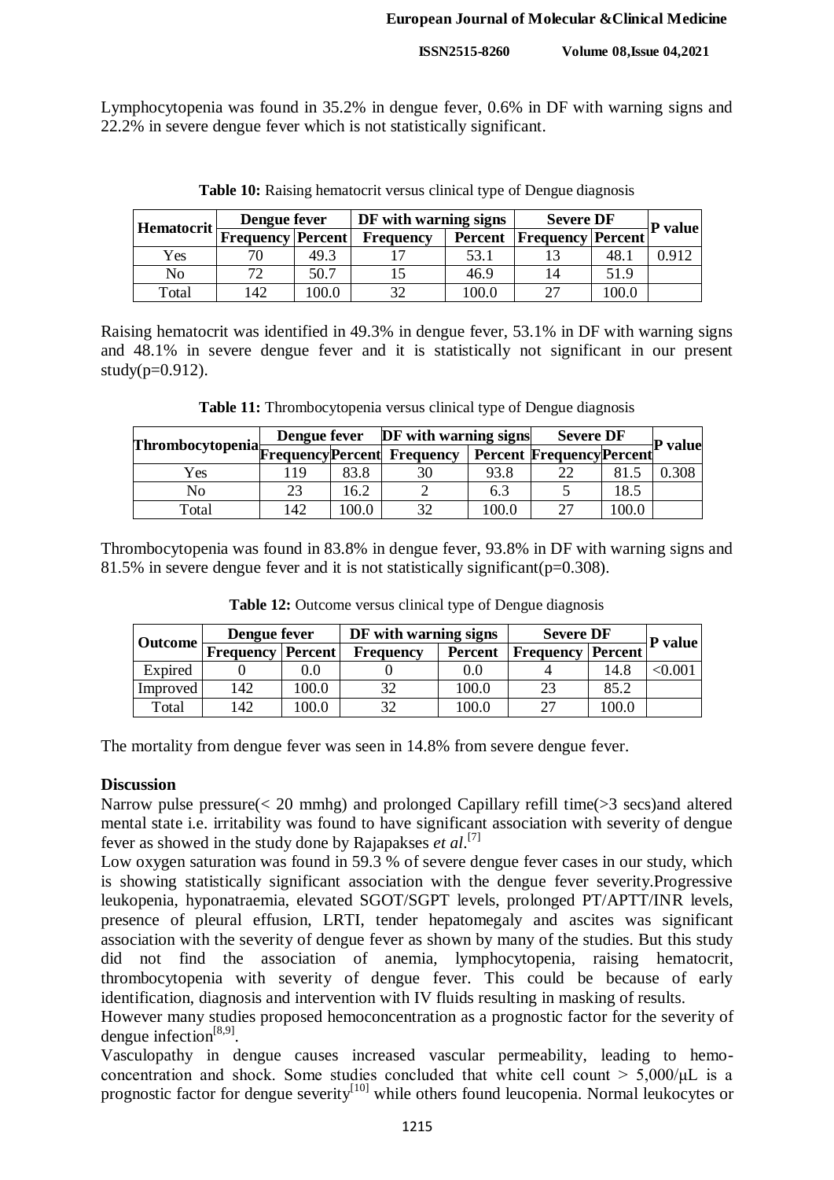Lymphocytopenia was found in 35.2% in dengue fever, 0.6% in DF with warning signs and 22.2% in severe dengue fever which is not statistically significant.

**Table 10:** Raising hematocrit versus clinical type of Dengue diagnosis

| Hematocrit | Dengue fever | | DF with warning signs | | Severe DF | | P value |
|---|---|---|---|---|---|---|---|
| | Frequency | Percent | Frequency | Percent | Frequency | Percent | |
| Yes | 70 | 49.3 | 17 | 53.1 | 13 | 48.1 | 0.912 |
| No | 72 | 50.7 | 15 | 46.9 | 14 | 51.9 | |
| Total | 142 | 100.0 | 32 | 100.0 | 27 | 100.0 | |

Raising hematocrit was identified in 49.3% in dengue fever, 53.1% in DF with warning signs and 48.1% in severe dengue fever and it is statistically not significant in our present study(p=0.912).

**Table 11:** Thrombocytopenia versus clinical type of Dengue diagnosis

| Thrombocytopenia | Dengue fever | | DF with warning signs | | Severe DF | | P value |
|---|---|---|---|---|---|---|---|
| | Frequency | Percent | Frequency | Percent | Frequency | Percent | |
| Yes | 119 | 83.8 | 30 | 93.8 | 22 | 81.5 | 0.308 |
| No | 23 | 16.2 | 2 | 6.3 | 5 | 18.5 | |
| Total | 142 | 100.0 | 32 | 100.0 | 27 | 100.0 | |

Thrombocytopenia was found in 83.8% in dengue fever, 93.8% in DF with warning signs and 81.5% in severe dengue fever and it is not statistically significant(p=0.308).

**Table 12:** Outcome versus clinical type of Dengue diagnosis

| Outcome | Dengue fever | | DF with warning signs | | Severe DF | | P value |
|---|---|---|---|---|---|---|---|
| | Frequency | Percent | Frequency | Percent | Frequency | Percent | |
| Expired | 0 | 0.0 | 0 | 0.0 | 4 | 14.8 | <0.001 |
| Improved | 142 | 100.0 | 32 | 100.0 | 23 | 85.2 | |
| Total | 142 | 100.0 | 32 | 100.0 | 27 | 100.0 | |

The mortality from dengue fever was seen in 14.8% from severe dengue fever.

**Discussion**

Narrow pulse pressure(< 20 mmhg) and prolonged Capillary refill time(>3 secs)and altered mental state i.e. irritability was found to have significant association with severity of dengue fever as showed in the study done by Rajapakses *et al*.[7]

Low oxygen saturation was found in 59.3 % of severe dengue fever cases in our study, which is showing statistically significant association with the dengue fever severity.Progressive leukopenia, hyponatraemia, elevated SGOT/SGPT levels, prolonged PT/APTT/INR levels, presence of pleural effusion, LRTI, tender hepatomegaly and ascites was significant association with the severity of dengue fever as shown by many of the studies. But this study did not find the association of anemia, lymphocytopenia, raising hematocrit, thrombocytopenia with severity of dengue fever. This could be because of early identification, diagnosis and intervention with IV fluids resulting in masking of results.

However many studies proposed hemoconcentration as a prognostic factor for the severity of dengue infection[8,9].

Vasculopathy in dengue causes increased vascular permeability, leading to hemo-concentration and shock. Some studies concluded that white cell count > 5,000/μL is a prognostic factor for dengue severity[10] while others found leucopenia. Normal leukocytes or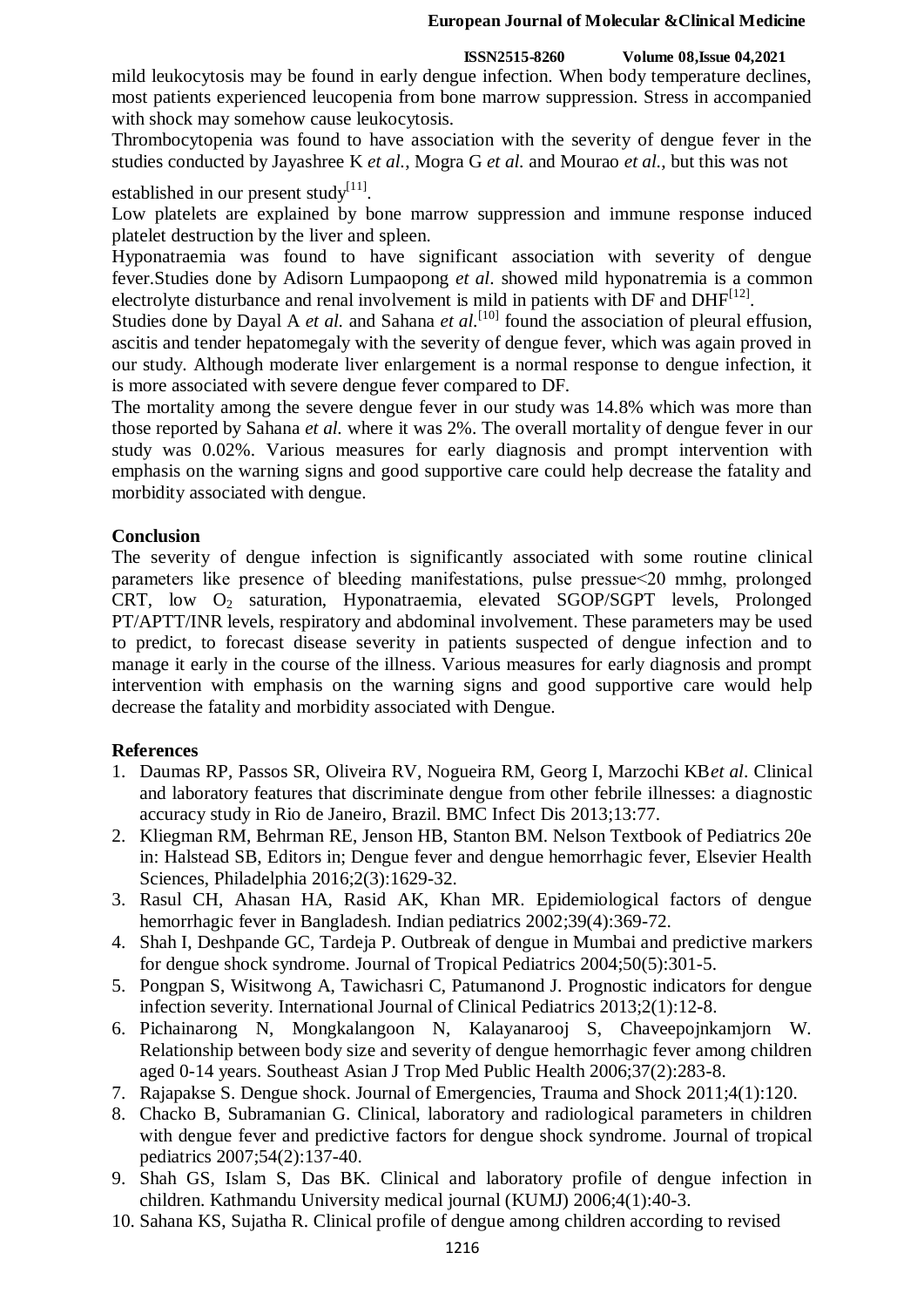mild leukocytosis may be found in early dengue infection. When body temperature declines, most patients experienced leucopenia from bone marrow suppression. Stress in accompanied with shock may somehow cause leukocytosis.

Thrombocytopenia was found to have association with the severity of dengue fever in the studies conducted by Jayashree K *et al.*, Mogra G *et al.* and Mourao *et al.*, but this was not established in our present study[11].

Low platelets are explained by bone marrow suppression and immune response induced platelet destruction by the liver and spleen.

Hyponatraemia was found to have significant association with severity of dengue fever.Studies done by Adisorn Lumpaopong *et al.* showed mild hyponatremia is a common electrolyte disturbance and renal involvement is mild in patients with DF and DHF[12].

Studies done by Dayal A *et al.* and Sahana *et al.*[10] found the association of pleural effusion, ascitis and tender hepatomegaly with the severity of dengue fever, which was again proved in our study. Although moderate liver enlargement is a normal response to dengue infection, it is more associated with severe dengue fever compared to DF.

The mortality among the severe dengue fever in our study was 14.8% which was more than those reported by Sahana *et al.* where it was 2%. The overall mortality of dengue fever in our study was 0.02%. Various measures for early diagnosis and prompt intervention with emphasis on the warning signs and good supportive care could help decrease the fatality and morbidity associated with dengue.

## Conclusion

The severity of dengue infection is significantly associated with some routine clinical parameters like presence of bleeding manifestations, pulse pressue<20 mmhg, prolonged CRT, low $O_2$ saturation, Hyponatraemia, elevated SGOP/SGPT levels, Prolonged PT/APTT/INR levels, respiratory and abdominal involvement. These parameters may be used to predict, to forecast disease severity in patients suspected of dengue infection and to manage it early in the course of the illness. Various measures for early diagnosis and prompt intervention with emphasis on the warning signs and good supportive care would help decrease the fatality and morbidity associated with Dengue.

## References

1. Daumas RP, Passos SR, Oliveira RV, Nogueira RM, Georg I, Marzochi KB*et al*. Clinical and laboratory features that discriminate dengue from other febrile illnesses: a diagnostic accuracy study in Rio de Janeiro, Brazil. BMC Infect Dis 2013;13:77.
2. Kliegman RM, Behrman RE, Jenson HB, Stanton BM. Nelson Textbook of Pediatrics 20e in: Halstead SB, Editors in; Dengue fever and dengue hemorrhagic fever, Elsevier Health Sciences, Philadelphia 2016;2(3):1629-32.
3. Rasul CH, Ahasan HA, Rasid AK, Khan MR. Epidemiological factors of dengue hemorrhagic fever in Bangladesh. Indian pediatrics 2002;39(4):369-72.
4. Shah I, Deshpande GC, Tardeja P. Outbreak of dengue in Mumbai and predictive markers for dengue shock syndrome. Journal of Tropical Pediatrics 2004;50(5):301-5.
5. Pongpan S, Wisitwong A, Tawichasri C, Patumanond J. Prognostic indicators for dengue infection severity. International Journal of Clinical Pediatrics 2013;2(1):12-8.
6. Pichainarong N, Mongkalangoon N, Kalayanarooj S, Chaveepojnkamjorn W. Relationship between body size and severity of dengue hemorrhagic fever among children aged 0-14 years. Southeast Asian J Trop Med Public Health 2006;37(2):283-8.
7. Rajapakse S. Dengue shock. Journal of Emergencies, Trauma and Shock 2011;4(1):120.
8. Chacko B, Subramanian G. Clinical, laboratory and radiological parameters in children with dengue fever and predictive factors for dengue shock syndrome. Journal of tropical pediatrics 2007;54(2):137-40.
9. Shah GS, Islam S, Das BK. Clinical and laboratory profile of dengue infection in children. Kathmandu University medical journal (KUMJ) 2006;4(1):40-3.
10. Sahana KS, Sujatha R. Clinical profile of dengue among children according to revised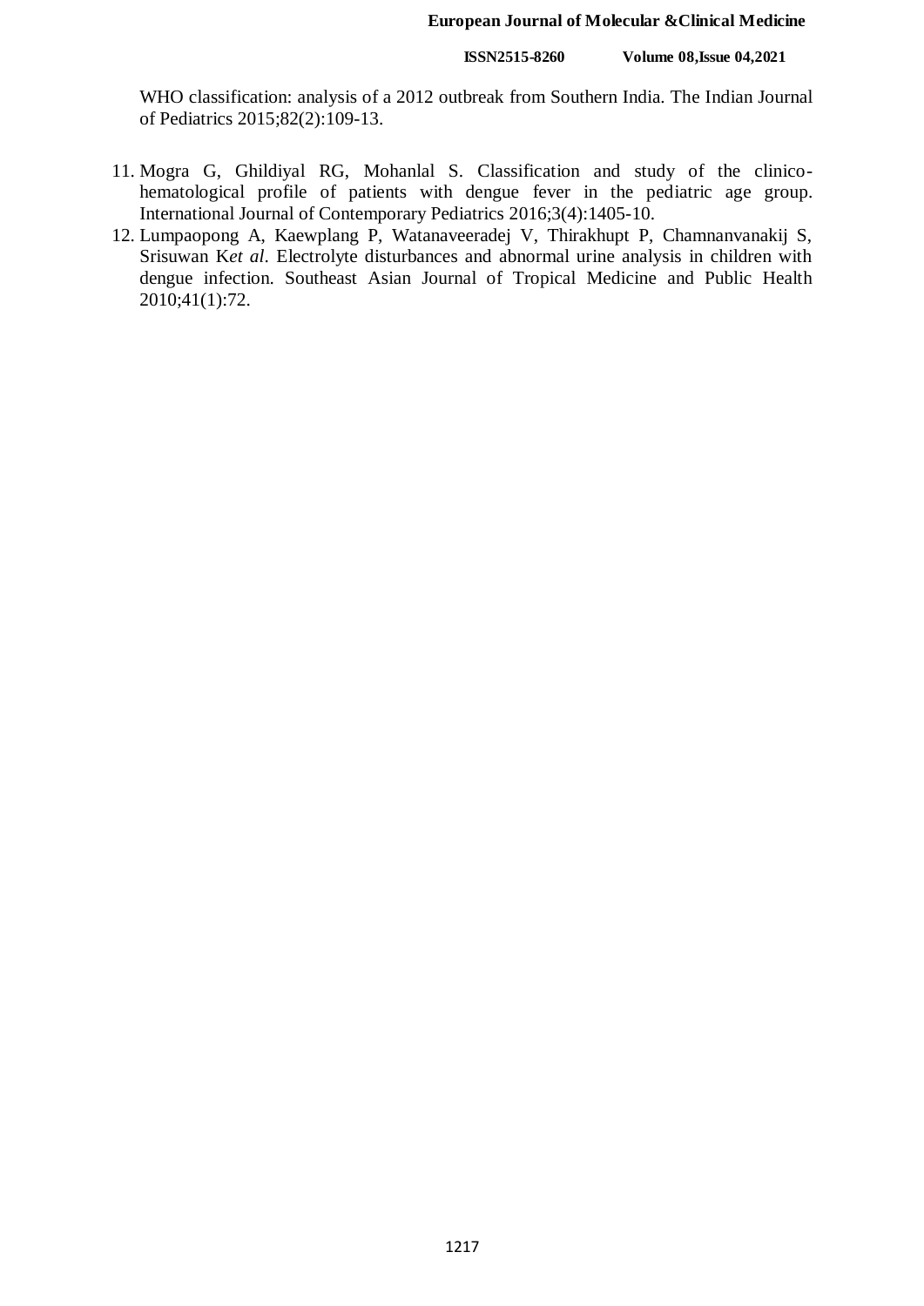WHO classification: analysis of a 2012 outbreak from Southern India. The Indian Journal of Pediatrics 2015;82(2):109-13.

11. Mogra G, Ghildiyal RG, Mohanlal S. Classification and study of the clinico-hematological profile of patients with dengue fever in the pediatric age group. International Journal of Contemporary Pediatrics 2016;3(4):1405-10.
12. Lumpaopong A, Kaewplang P, Watanaveeradej V, Thirakhupt P, Chamnanvanakij S, Srisuwan K*et al*. Electrolyte disturbances and abnormal urine analysis in children with dengue infection. Southeast Asian Journal of Tropical Medicine and Public Health 2010;41(1):72.